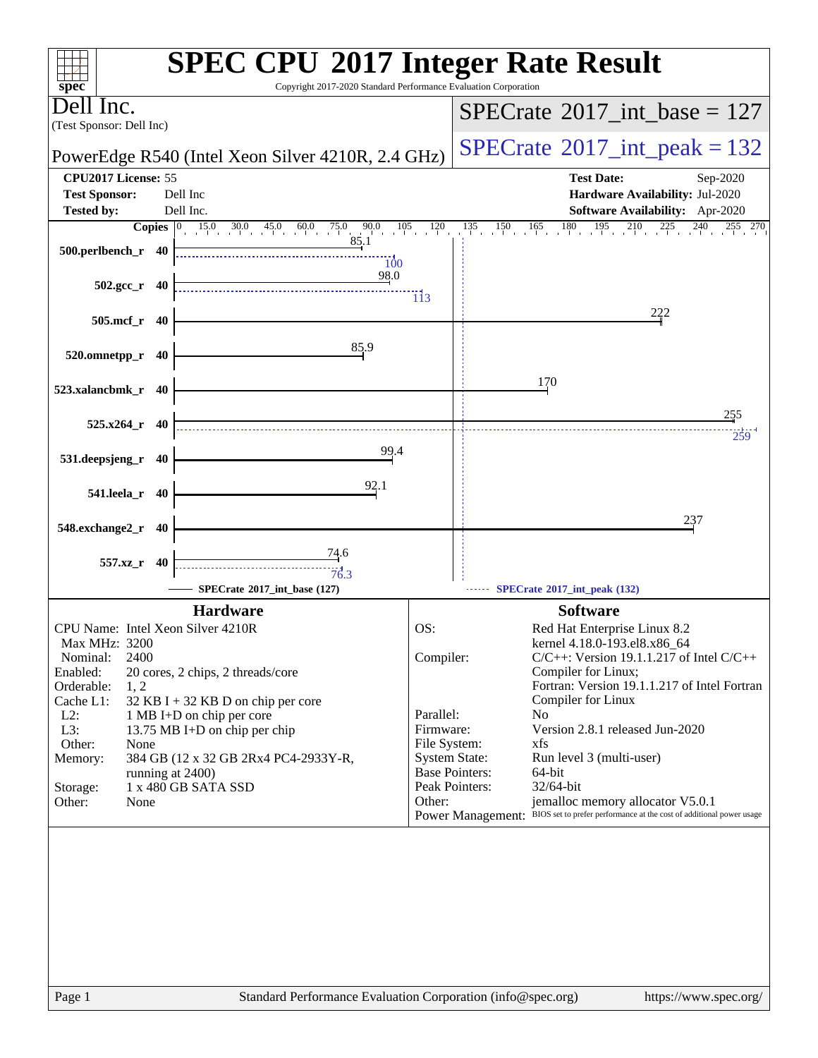# SPEC CPU 2017 Integer Rate Result

Copyright 2017-2020 Standard Performance Evaluation Corporation

**Dell Inc.**
(Test Sponsor: Dell Inc)

PowerEdge R540 (Intel Xeon Silver 4210R, 2.4 GHz)

SPECrate 2017_int_base = 127

SPECrate 2017_int_peak = 132

| | | | |
|---|---|---|---|
| **CPU2017 License:** | 55 | **Test Date:** | Sep-2020 |
| **Test Sponsor:** | Dell Inc | **Hardware Availability:** | Jul-2020 |
| **Tested by:** | Dell Inc. | **Software Availability:** | Apr-2020 |

Copies 0 15.0 30.0 45.0 60.0 75.0 90.0 105 120 135 150 165 180 195 210 225 240 255 270

500.perlbench_r 40 85.1 100

502.gcc_r 40 98.0 113

505.mcf_r 40 222

520.omnetpp_r 40 85.9

523.xalancbmk_r 40 170

525.x264_r 40 255 259

531.deepsjeng_r 40 99.4

541.leela_r 40 92.1

548.exchange2_r 40 237

557.xz_r 40 74.6 76.3

SPECrate 2017_int_base (127)

SPECrate 2017_int_peak (132)

## Hardware

| | |
|---|---|
| CPU Name: | Intel Xeon Silver 4210R |
| Max MHz: | 3200 |
| Nominal: | 2400 |
| Enabled: | 20 cores, 2 chips, 2 threads/core |
| Orderable: | 1, 2 |
| Cache L1: | 32 KB I + 32 KB D on chip per core |
| L2: | 1 MB I+D on chip per core |
| L3: | 13.75 MB I+D on chip per chip |
| Other: | None |
| Memory: | 384 GB (12 x 32 GB 2Rx4 PC4-2933Y-R, running at 2400) |
| Storage: | 1 x 480 GB SATA SSD |
| Other: | None |

## Software

| | |
|---|---|
| OS: | Red Hat Enterprise Linux 8.2 kernel 4.18.0-193.el8.x86_64 |
| Compiler: | C/C++: Version 19.1.1.217 of Intel C/C++ Compiler for Linux; Fortran: Version 19.1.1.217 of Intel Fortran Compiler for Linux |
| Parallel: | No |
| Firmware: | Version 2.8.1 released Jun-2020 |
| File System: | xfs |
| System State: | Run level 3 (multi-user) |
| Base Pointers: | 64-bit |
| Peak Pointers: | 32/64-bit |
| Other: | jemalloc memory allocator V5.0.1 |
| Power Management: | BIOS set to prefer performance at the cost of additional power usage |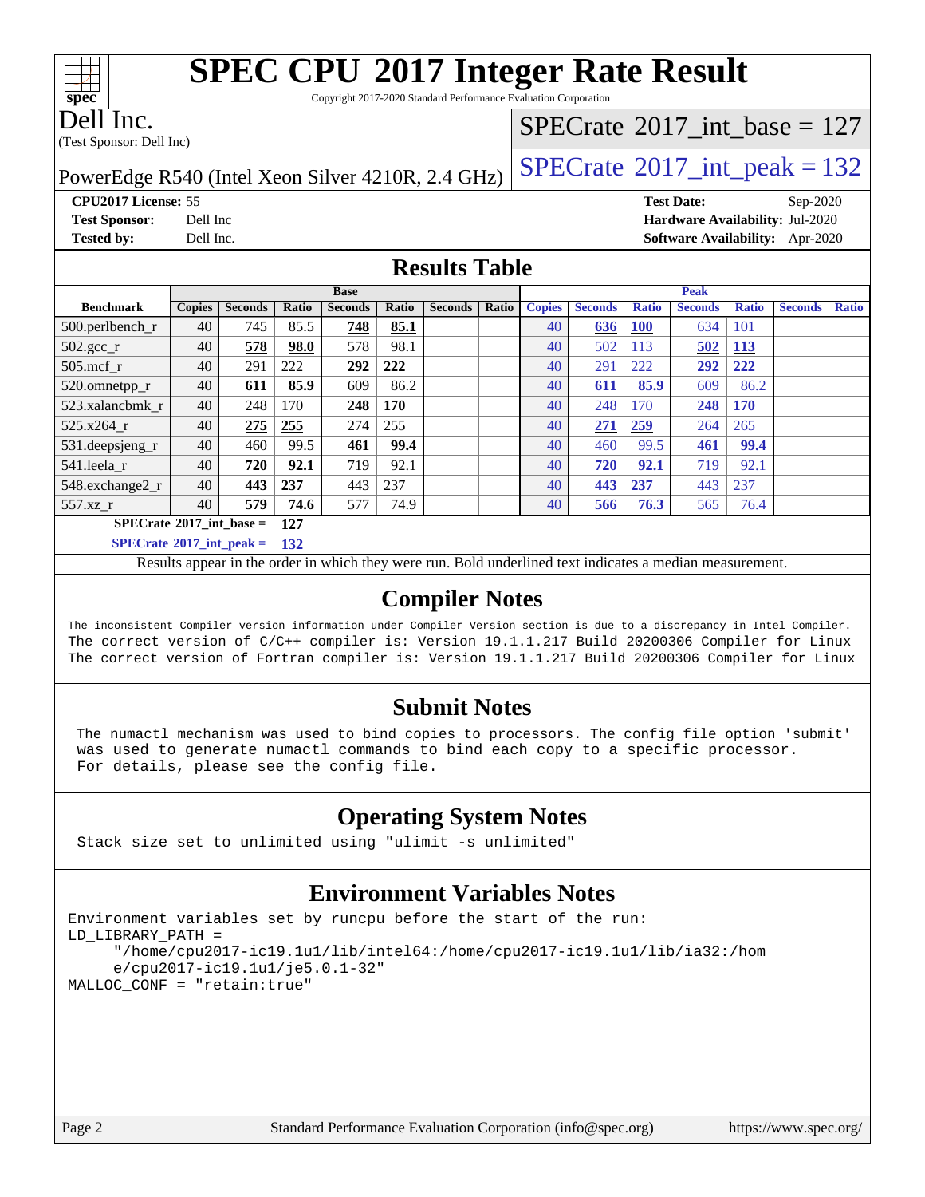# SPEC CPU 2017 Integer Rate Result

Copyright 2017-2020 Standard Performance Evaluation Corporation

Dell Inc.
(Test Sponsor: Dell Inc)

PowerEdge R540 (Intel Xeon Silver 4210R, 2.4 GHz)

SPECrate 2017_int_base = 127

SPECrate 2017_int_peak = 132

**CPU2017 License:** 55
**Test Sponsor:** Dell Inc
**Tested by:** Dell Inc.

**Test Date:** Sep-2020
**Hardware Availability:** Jul-2020
**Software Availability:** Apr-2020

## Results Table

| | Base | | | | | | | Peak | | | | | | |
|---|---|---|---|---|---|---|---|---|---|---|---|---|---|---|
| **Benchmark** | **Copies** | **Seconds** | **Ratio** | **Seconds** | **Ratio** | **Seconds** | **Ratio** | **Copies** | **Seconds** | **Ratio** | **Seconds** | **Ratio** | **Seconds** | **Ratio** |
| 500.perlbench_r | 40 | 745 | 85.5 | **748** | **85.1** | | | 40 | **636** | **100** | 634 | 101 | | |
| 502.gcc_r | 40 | **578** | **98.0** | 578 | 98.1 | | | 40 | 502 | 113 | **502** | **113** | | |
| 505.mcf_r | 40 | 291 | 222 | **292** | **222** | | | 40 | 291 | 222 | **292** | **222** | | |
| 520.omnetpp_r | 40 | **611** | **85.9** | 609 | 86.2 | | | 40 | **611** | **85.9** | 609 | 86.2 | | |
| 523.xalancbmk_r | 40 | 248 | 170 | **248** | **170** | | | 40 | 248 | 170 | **248** | **170** | | |
| 525.x264_r | 40 | **275** | **255** | 274 | 255 | | | 40 | **271** | **259** | 264 | 265 | | |
| 531.deepsjeng_r | 40 | 460 | 99.5 | **461** | **99.4** | | | 40 | 460 | 99.5 | **461** | **99.4** | | |
| 541.leela_r | 40 | **720** | **92.1** | 719 | 92.1 | | | 40 | **720** | **92.1** | 719 | 92.1 | | |
| 548.exchange2_r | 40 | **443** | **237** | 443 | 237 | | | 40 | **443** | **237** | 443 | 237 | | |
| 557.xz_r | 40 | **579** | **74.6** | 577 | 74.9 | | | 40 | **566** | **76.3** | 565 | 76.4 | | |

**SPECrate 2017_int_base = 127**

**SPECrate 2017_int_peak = 132**

Results appear in the order in which they were run. Bold underlined text indicates a median measurement.

## Compiler Notes

```
The inconsistent Compiler version information under Compiler Version section is due to a discrepancy in Intel Compiler.
The correct version of C/C++ compiler is: Version 19.1.1.217 Build 20200306 Compiler for Linux
The correct version of Fortran compiler is: Version 19.1.1.217 Build 20200306 Compiler for Linux
```

## Submit Notes

```
The numactl mechanism was used to bind copies to processors. The config file option 'submit'
was used to generate numactl commands to bind each copy to a specific processor.
For details, please see the config file.
```

## Operating System Notes

```
Stack size set to unlimited using "ulimit -s unlimited"
```

## Environment Variables Notes

```
Environment variables set by runcpu before the start of the run:
LD_LIBRARY_PATH =
     "/home/cpu2017-ic19.1u1/lib/intel64:/home/cpu2017-ic19.1u1/lib/ia32:/hom
     e/cpu2017-ic19.1u1/je5.0.1-32"
MALLOC_CONF = "retain:true"
```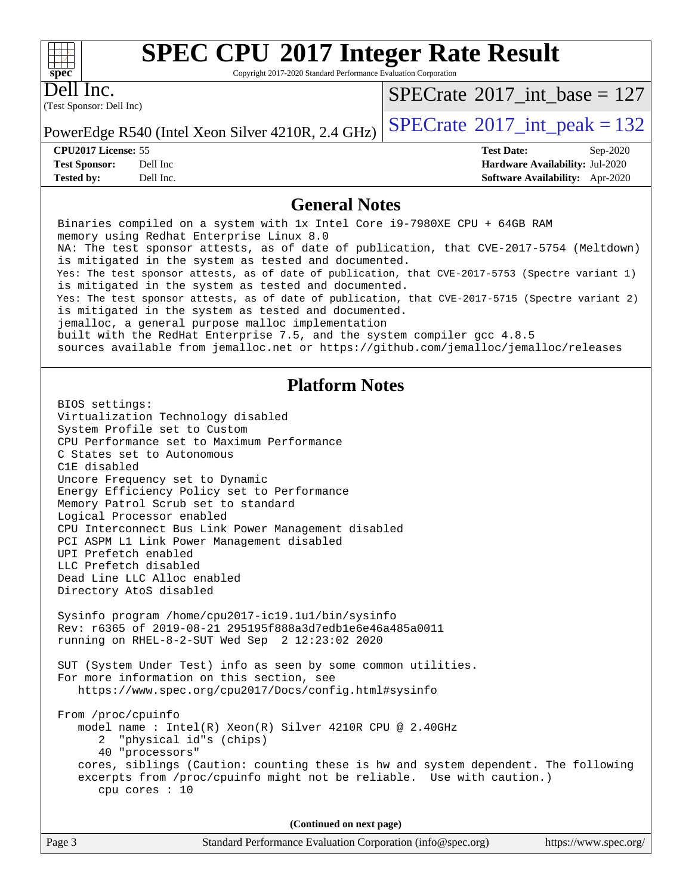# SPEC CPU 2017 Integer Rate Result

Copyright 2017-2020 Standard Performance Evaluation Corporation

Dell Inc.
(Test Sponsor: Dell Inc)

PowerEdge R540 (Intel Xeon Silver 4210R, 2.4 GHz)

SPECrate 2017_int_base = 127

SPECrate 2017_int_peak = 132

| | | | |
|---|---|---|---|
| **CPU2017 License:** | 55 | **Test Date:** | Sep-2020 |
| **Test Sponsor:** | Dell Inc | **Hardware Availability:** | Jul-2020 |
| **Tested by:** | Dell Inc. | **Software Availability:** | Apr-2020 |

## General Notes

```
Binaries compiled on a system with 1x Intel Core i9-7980XE CPU + 64GB RAM
memory using Redhat Enterprise Linux 8.0
NA: The test sponsor attests, as of date of publication, that CVE-2017-5754 (Meltdown)
is mitigated in the system as tested and documented.
Yes: The test sponsor attests, as of date of publication, that CVE-2017-5753 (Spectre variant 1)
is mitigated in the system as tested and documented.
Yes: The test sponsor attests, as of date of publication, that CVE-2017-5715 (Spectre variant 2)
is mitigated in the system as tested and documented.
jemalloc, a general purpose malloc implementation
built with the RedHat Enterprise 7.5, and the system compiler gcc 4.8.5
sources available from jemalloc.net or https://github.com/jemalloc/jemalloc/releases
```

## Platform Notes

```
BIOS settings:
Virtualization Technology disabled
System Profile set to Custom
CPU Performance set to Maximum Performance
C States set to Autonomous
C1E disabled
Uncore Frequency set to Dynamic
Energy Efficiency Policy set to Performance
Memory Patrol Scrub set to standard
Logical Processor enabled
CPU Interconnect Bus Link Power Management disabled
PCI ASPM L1 Link Power Management disabled
UPI Prefetch enabled
LLC Prefetch disabled
Dead Line LLC Alloc enabled
Directory AtoS disabled

Sysinfo program /home/cpu2017-ic19.1u1/bin/sysinfo
Rev: r6365 of 2019-08-21 295195f888a3d7edb1e6e46a485a0011
running on RHEL-8-2-SUT Wed Sep  2 12:23:02 2020

SUT (System Under Test) info as seen by some common utilities.
For more information on this section, see
   https://www.spec.org/cpu2017/Docs/config.html#sysinfo

From /proc/cpuinfo
   model name : Intel(R) Xeon(R) Silver 4210R CPU @ 2.40GHz
      2  "physical id"s (chips)
      40 "processors"
   cores, siblings (Caution: counting these is hw and system dependent. The following
   excerpts from /proc/cpuinfo might not be reliable.  Use with caution.)
      cpu cores : 10
```

(Continued on next page)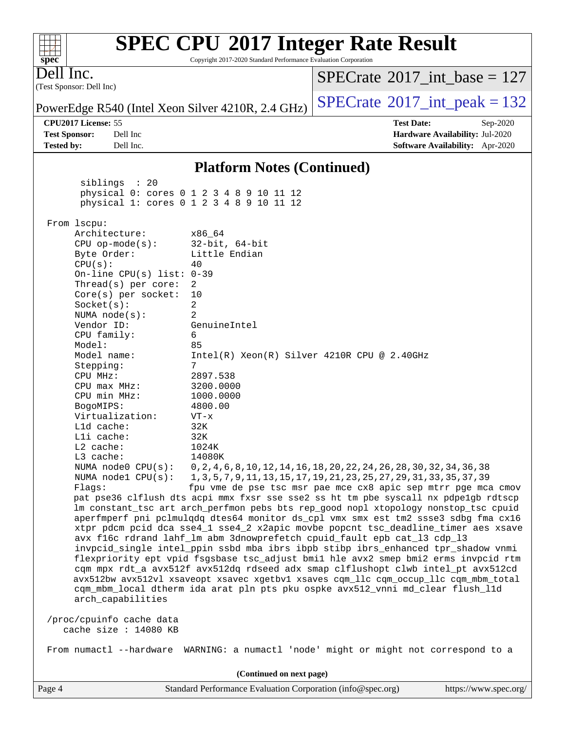## Platform Notes (Continued)

```
      siblings  : 20
      physical 0: cores 0 1 2 3 4 8 9 10 11 12
      physical 1: cores 0 1 2 3 4 8 9 10 11 12

 From lscpu:
      Architecture:          x86_64
      CPU op-mode(s):        32-bit, 64-bit
      Byte Order:            Little Endian
      CPU(s):                40
      On-line CPU(s) list: 0-39
      Thread(s) per core:    2
      Core(s) per socket:    10
      Socket(s):             2
      NUMA node(s):          2
      Vendor ID:             GenuineIntel
      CPU family:            6
      Model:                 85
      Model name:            Intel(R) Xeon(R) Silver 4210R CPU @ 2.40GHz
      Stepping:              7
      CPU MHz:               2897.538
      CPU max MHz:           3200.0000
      CPU min MHz:           1000.0000
      BogoMIPS:              4800.00
      Virtualization:        VT-x
      L1d cache:             32K
      L1i cache:             32K
      L2 cache:              1024K
      L3 cache:              14080K
      NUMA node0 CPU(s):     0,2,4,6,8,10,12,14,16,18,20,22,24,26,28,30,32,34,36,38
      NUMA node1 CPU(s):     1,3,5,7,9,11,13,15,17,19,21,23,25,27,29,31,33,35,37,39
      Flags:                 fpu vme de pse tsc msr pae mce cx8 apic sep mtrr pge mca cmov
      pat pse36 clflush dts acpi mmx fxsr sse sse2 ss ht tm pbe syscall nx pdpe1gb rdtscp
      lm constant_tsc art arch_perfmon pebs bts rep_good nopl xtopology nonstop_tsc cpuid
      aperfmperf pni pclmulqdq dtes64 monitor ds_cpl vmx smx est tm2 ssse3 sdbg fma cx16
      xtpr pdcm pcid dca sse4_1 sse4_2 x2apic movbe popcnt tsc_deadline_timer aes xsave
      avx f16c rdrand lahf_lm abm 3dnowprefetch cpuid_fault epb cat_l3 cdp_l3
      invpcid_single intel_ppin ssbd mba ibrs ibpb stibp ibrs_enhanced tpr_shadow vnmi
      flexpriority ept vpid fsgsbase tsc_adjust bmi1 hle avx2 smep bmi2 erms invpcid rtm
      cqm mpx rdt_a avx512f avx512dq rdseed adx smap clflushopt clwb intel_pt avx512cd
      avx512bw avx512vl xsaveopt xsavec xgetbv1 xsaves cqm_llc cqm_occup_llc cqm_mbm_total
      cqm_mbm_local dtherm ida arat pln pts pku ospke avx512_vnni md_clear flush_l1d
      arch_capabilities

 /proc/cpuinfo cache data
    cache size : 14080 KB

 From numactl --hardware  WARNING: a numactl 'node' might or might not correspond to a
```

(Continued on next page)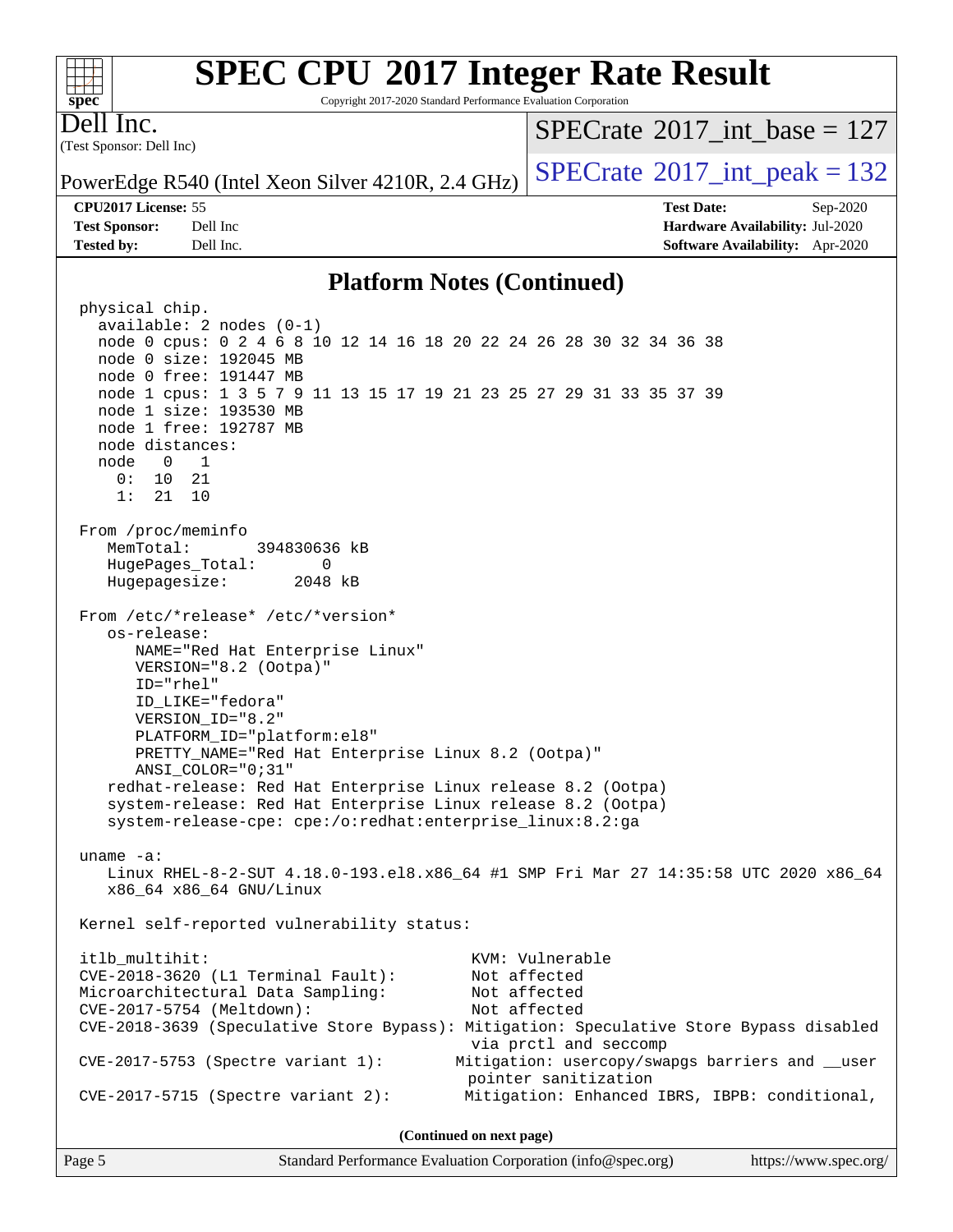## Platform Notes (Continued)

```
physical chip.
  available: 2 nodes (0-1)
  node 0 cpus: 0 2 4 6 8 10 12 14 16 18 20 22 24 26 28 30 32 34 36 38
  node 0 size: 192045 MB
  node 0 free: 191447 MB
  node 1 cpus: 1 3 5 7 9 11 13 15 17 19 21 23 25 27 29 31 33 35 37 39
  node 1 size: 193530 MB
  node 1 free: 192787 MB
  node distances:
  node   0   1
    0:  10  21
    1:  21  10

From /proc/meminfo
   MemTotal:       394830636 kB
   HugePages_Total:       0
   Hugepagesize:       2048 kB

From /etc/*release* /etc/*version*
   os-release:
      NAME="Red Hat Enterprise Linux"
      VERSION="8.2 (Ootpa)"
      ID="rhel"
      ID_LIKE="fedora"
      VERSION_ID="8.2"
      PLATFORM_ID="platform:el8"
      PRETTY_NAME="Red Hat Enterprise Linux 8.2 (Ootpa)"
      ANSI_COLOR="0;31"
   redhat-release: Red Hat Enterprise Linux release 8.2 (Ootpa)
   system-release: Red Hat Enterprise Linux release 8.2 (Ootpa)
   system-release-cpe: cpe:/o:redhat:enterprise_linux:8.2:ga

uname -a:
   Linux RHEL-8-2-SUT 4.18.0-193.el8.x86_64 #1 SMP Fri Mar 27 14:35:58 UTC 2020 x86_64
   x86_64 x86_64 GNU/Linux

Kernel self-reported vulnerability status:

itlb_multihit:                                   KVM: Vulnerable
CVE-2018-3620 (L1 Terminal Fault):               Not affected
Microarchitectural Data Sampling:                Not affected
CVE-2017-5754 (Meltdown):                        Not affected
CVE-2018-3639 (Speculative Store Bypass): Mitigation: Speculative Store Bypass disabled
                                                 via prctl and seccomp
CVE-2017-5753 (Spectre variant 1):              Mitigation: usercopy/swapgs barriers and __user
                                                 pointer sanitization
CVE-2017-5715 (Spectre variant 2):               Mitigation: Enhanced IBRS, IBPB: conditional,
```

**(Continued on next page)**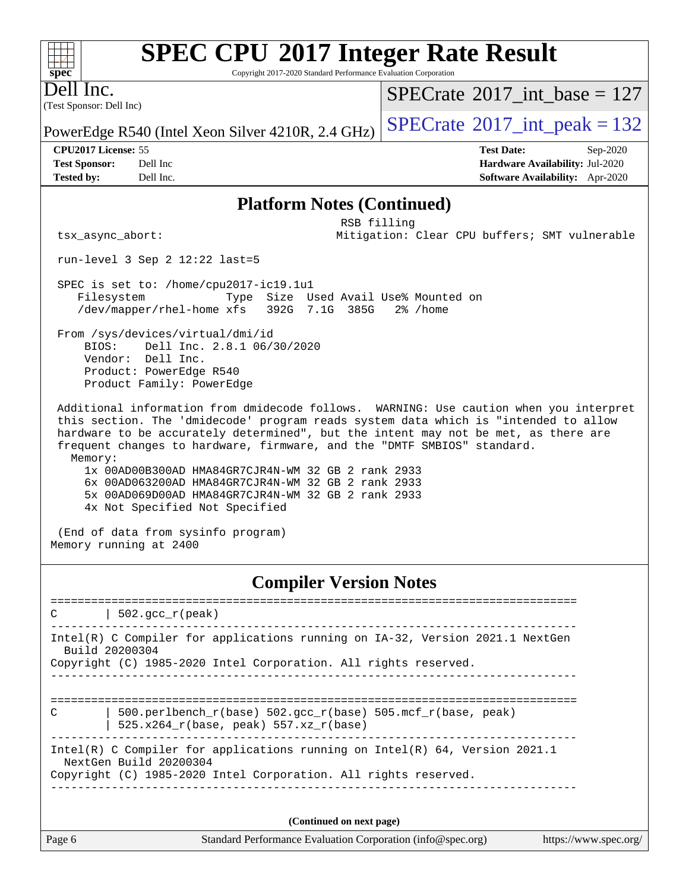## Platform Notes (Continued)

```
                                         RSB filling
 tsx_async_abort:                        Mitigation: Clear CPU buffers; SMT vulnerable

 run-level 3 Sep 2 12:22 last=5

 SPEC is set to: /home/cpu2017-ic19.1u1
    Filesystem            Type  Size  Used Avail Use% Mounted on
    /dev/mapper/rhel-home xfs   392G  7.1G  385G   2% /home

 From /sys/devices/virtual/dmi/id
     BIOS:    Dell Inc. 2.8.1 06/30/2020
     Vendor:  Dell Inc.
     Product: PowerEdge R540
     Product Family: PowerEdge

 Additional information from dmidecode follows.  WARNING: Use caution when you interpret
 this section. The 'dmidecode' program reads system data which is "intended to allow
 hardware to be accurately determined", but the intent may not be met, as there are
 frequent changes to hardware, firmware, and the "DMTF SMBIOS" standard.
   Memory:
     1x 00AD00B300AD HMA84GR7CJR4N-WM 32 GB 2 rank 2933
     6x 00AD063200AD HMA84GR7CJR4N-WM 32 GB 2 rank 2933
     5x 00AD069D00AD HMA84GR7CJR4N-WM 32 GB 2 rank 2933
     4x Not Specified Not Specified

 (End of data from sysinfo program)
Memory running at 2400
```

## Compiler Version Notes

```
==============================================================================
C       | 502.gcc_r(peak)
------------------------------------------------------------------------------
Intel(R) C Compiler for applications running on IA-32, Version 2021.1 NextGen
  Build 20200304
Copyright (C) 1985-2020 Intel Corporation. All rights reserved.
------------------------------------------------------------------------------

==============================================================================
C       | 500.perlbench_r(base) 502.gcc_r(base) 505.mcf_r(base, peak)
        | 525.x264_r(base, peak) 557.xz_r(base)
------------------------------------------------------------------------------
Intel(R) C Compiler for applications running on Intel(R) 64, Version 2021.1
  NextGen Build 20200304
Copyright (C) 1985-2020 Intel Corporation. All rights reserved.
------------------------------------------------------------------------------
```

**(Continued on next page)**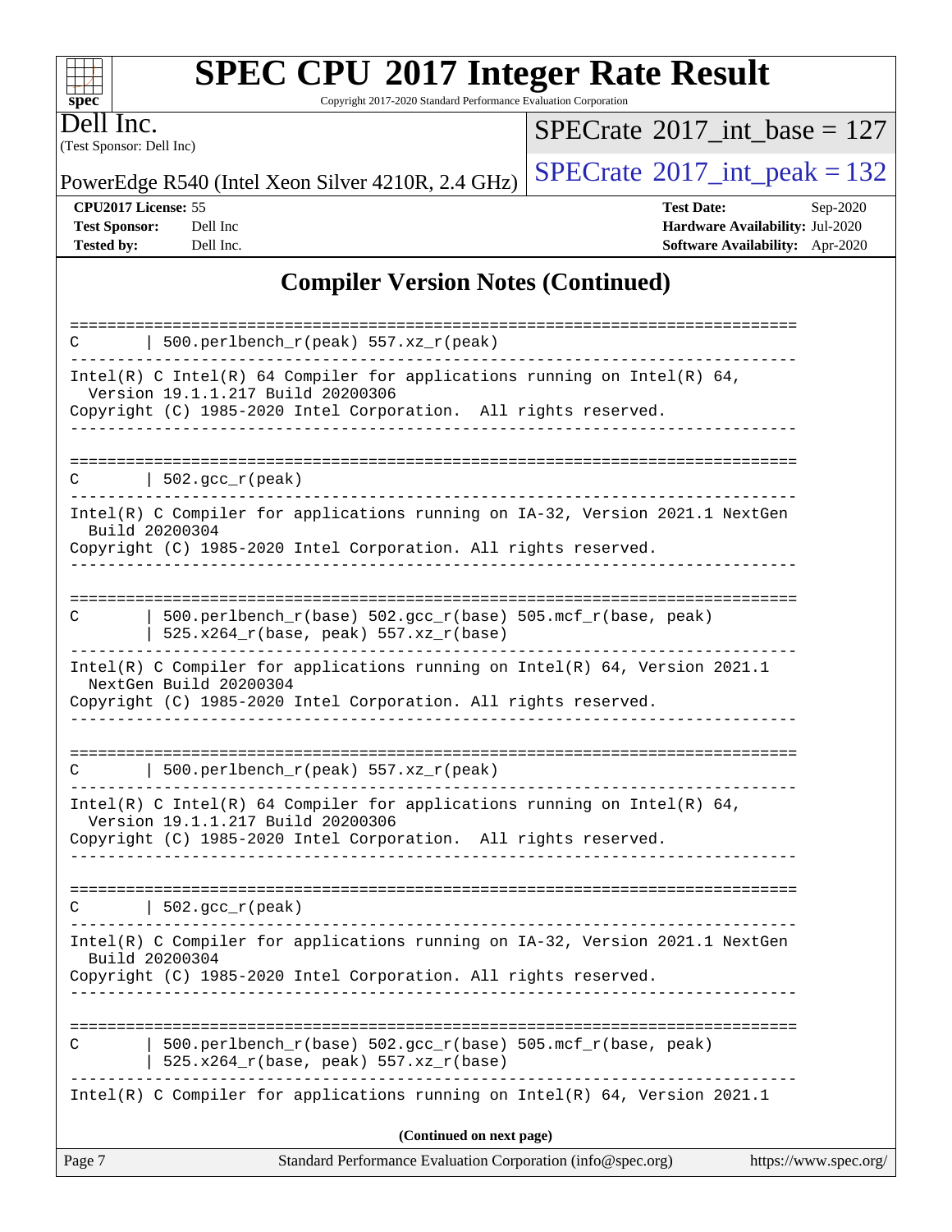# SPEC CPU 2017 Integer Rate Result

Copyright 2017-2020 Standard Performance Evaluation Corporation

Dell Inc.
(Test Sponsor: Dell Inc)

PowerEdge R540 (Intel Xeon Silver 4210R, 2.4 GHz)

SPECrate 2017_int_base = 127

SPECrate 2017_int_peak = 132

**CPU2017 License:** 55
**Test Sponsor:** Dell Inc
**Tested by:** Dell Inc.

**Test Date:** Sep-2020
**Hardware Availability:** Jul-2020
**Software Availability:** Apr-2020

## Compiler Version Notes (Continued)

```
==============================================================================
C       | 500.perlbench_r(peak) 557.xz_r(peak)
------------------------------------------------------------------------------
Intel(R) C Intel(R) 64 Compiler for applications running on Intel(R) 64,
  Version 19.1.1.217 Build 20200306
Copyright (C) 1985-2020 Intel Corporation.  All rights reserved.
------------------------------------------------------------------------------

==============================================================================
C       | 502.gcc_r(peak)
------------------------------------------------------------------------------
Intel(R) C Compiler for applications running on IA-32, Version 2021.1 NextGen
  Build 20200304
Copyright (C) 1985-2020 Intel Corporation. All rights reserved.
------------------------------------------------------------------------------

==============================================================================
C       | 500.perlbench_r(base) 502.gcc_r(base) 505.mcf_r(base, peak)
        | 525.x264_r(base, peak) 557.xz_r(base)
------------------------------------------------------------------------------
Intel(R) C Compiler for applications running on Intel(R) 64, Version 2021.1
  NextGen Build 20200304
Copyright (C) 1985-2020 Intel Corporation. All rights reserved.
------------------------------------------------------------------------------

==============================================================================
C       | 500.perlbench_r(peak) 557.xz_r(peak)
------------------------------------------------------------------------------
Intel(R) C Intel(R) 64 Compiler for applications running on Intel(R) 64,
  Version 19.1.1.217 Build 20200306
Copyright (C) 1985-2020 Intel Corporation.  All rights reserved.
------------------------------------------------------------------------------

==============================================================================
C       | 502.gcc_r(peak)
------------------------------------------------------------------------------
Intel(R) C Compiler for applications running on IA-32, Version 2021.1 NextGen
  Build 20200304
Copyright (C) 1985-2020 Intel Corporation. All rights reserved.
------------------------------------------------------------------------------

==============================================================================
C       | 500.perlbench_r(base) 502.gcc_r(base) 505.mcf_r(base, peak)
        | 525.x264_r(base, peak) 557.xz_r(base)
------------------------------------------------------------------------------
Intel(R) C Compiler for applications running on Intel(R) 64, Version 2021.1
```

**(Continued on next page)**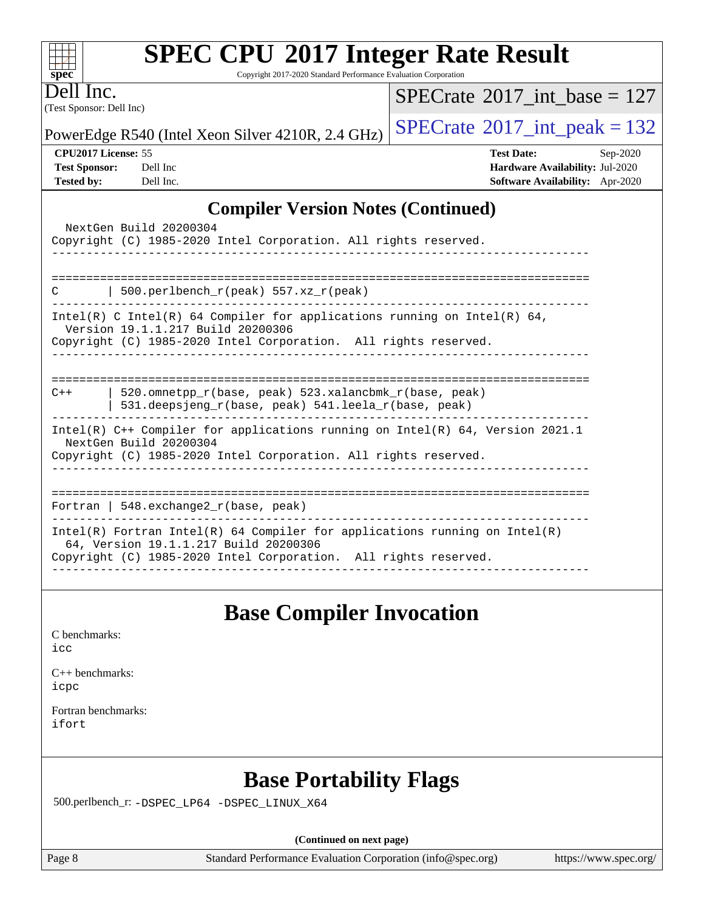# SPEC CPU 2017 Integer Rate Result

Copyright 2017-2020 Standard Performance Evaluation Corporation

**Dell Inc.**
(Test Sponsor: Dell Inc)

PowerEdge R540 (Intel Xeon Silver 4210R, 2.4 GHz)

SPECrate 2017_int_base = 127

SPECrate 2017_int_peak = 132

| | | | |
|---|---|---|---|
| **CPU2017 License:** | 55 | **Test Date:** | Sep-2020 |
| **Test Sponsor:** | Dell Inc | **Hardware Availability:** | Jul-2020 |
| **Tested by:** | Dell Inc. | **Software Availability:** | Apr-2020 |

## Compiler Version Notes (Continued)

```
  NextGen Build 20200304
Copyright (C) 1985-2020 Intel Corporation. All rights reserved.
------------------------------------------------------------------------------

==============================================================================
C       | 500.perlbench_r(peak) 557.xz_r(peak)
------------------------------------------------------------------------------
Intel(R) C Intel(R) 64 Compiler for applications running on Intel(R) 64,
  Version 19.1.1.217 Build 20200306
Copyright (C) 1985-2020 Intel Corporation.  All rights reserved.
------------------------------------------------------------------------------

==============================================================================
C++     | 520.omnetpp_r(base, peak) 523.xalancbmk_r(base, peak)
        | 531.deepsjeng_r(base, peak) 541.leela_r(base, peak)
------------------------------------------------------------------------------
Intel(R) C++ Compiler for applications running on Intel(R) 64, Version 2021.1
  NextGen Build 20200304
Copyright (C) 1985-2020 Intel Corporation. All rights reserved.
------------------------------------------------------------------------------

==============================================================================
Fortran | 548.exchange2_r(base, peak)
------------------------------------------------------------------------------
Intel(R) Fortran Intel(R) 64 Compiler for applications running on Intel(R)
  64, Version 19.1.1.217 Build 20200306
Copyright (C) 1985-2020 Intel Corporation.  All rights reserved.
------------------------------------------------------------------------------
```

## Base Compiler Invocation

C benchmarks:
icc

C++ benchmarks:
icpc

Fortran benchmarks:
ifort

## Base Portability Flags

500.perlbench_r: -DSPEC_LP64 -DSPEC_LINUX_X64

(Continued on next page)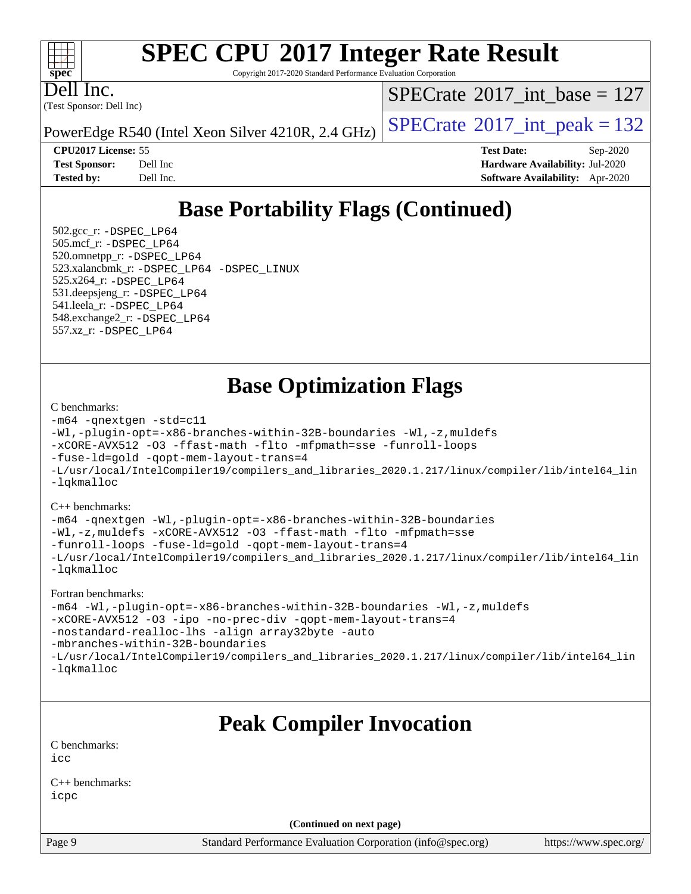## Base Portability Flags (Continued)

502.gcc_r: -DSPEC_LP64
505.mcf_r: -DSPEC_LP64
520.omnetpp_r: -DSPEC_LP64
523.xalancbmk_r: -DSPEC_LP64 -DSPEC_LINUX
525.x264_r: -DSPEC_LP64
531.deepsjeng_r: -DSPEC_LP64
541.leela_r: -DSPEC_LP64
548.exchange2_r: -DSPEC_LP64
557.xz_r: -DSPEC_LP64

## Base Optimization Flags

C benchmarks:
```
-m64 -qnextgen -std=c11
-Wl,-plugin-opt=-x86-branches-within-32B-boundaries -Wl,-z,muldefs
-xCORE-AVX512 -O3 -ffast-math -flto -mfpmath=sse -funroll-loops
-fuse-ld=gold -qopt-mem-layout-trans=4
-L/usr/local/IntelCompiler19/compilers_and_libraries_2020.1.217/linux/compiler/lib/intel64_lin
-lqkmalloc
```

C++ benchmarks:
```
-m64 -qnextgen -Wl,-plugin-opt=-x86-branches-within-32B-boundaries
-Wl,-z,muldefs -xCORE-AVX512 -O3 -ffast-math -flto -mfpmath=sse
-funroll-loops -fuse-ld=gold -qopt-mem-layout-trans=4
-L/usr/local/IntelCompiler19/compilers_and_libraries_2020.1.217/linux/compiler/lib/intel64_lin
-lqkmalloc
```

Fortran benchmarks:
```
-m64 -Wl,-plugin-opt=-x86-branches-within-32B-boundaries -Wl,-z,muldefs
-xCORE-AVX512 -O3 -ipo -no-prec-div -qopt-mem-layout-trans=4
-nostandard-realloc-lhs -align array32byte -auto
-mbranches-within-32B-boundaries
-L/usr/local/IntelCompiler19/compilers_and_libraries_2020.1.217/linux/compiler/lib/intel64_lin
-lqkmalloc
```

## Peak Compiler Invocation

C benchmarks:
icc

C++ benchmarks:
icpc

(Continued on next page)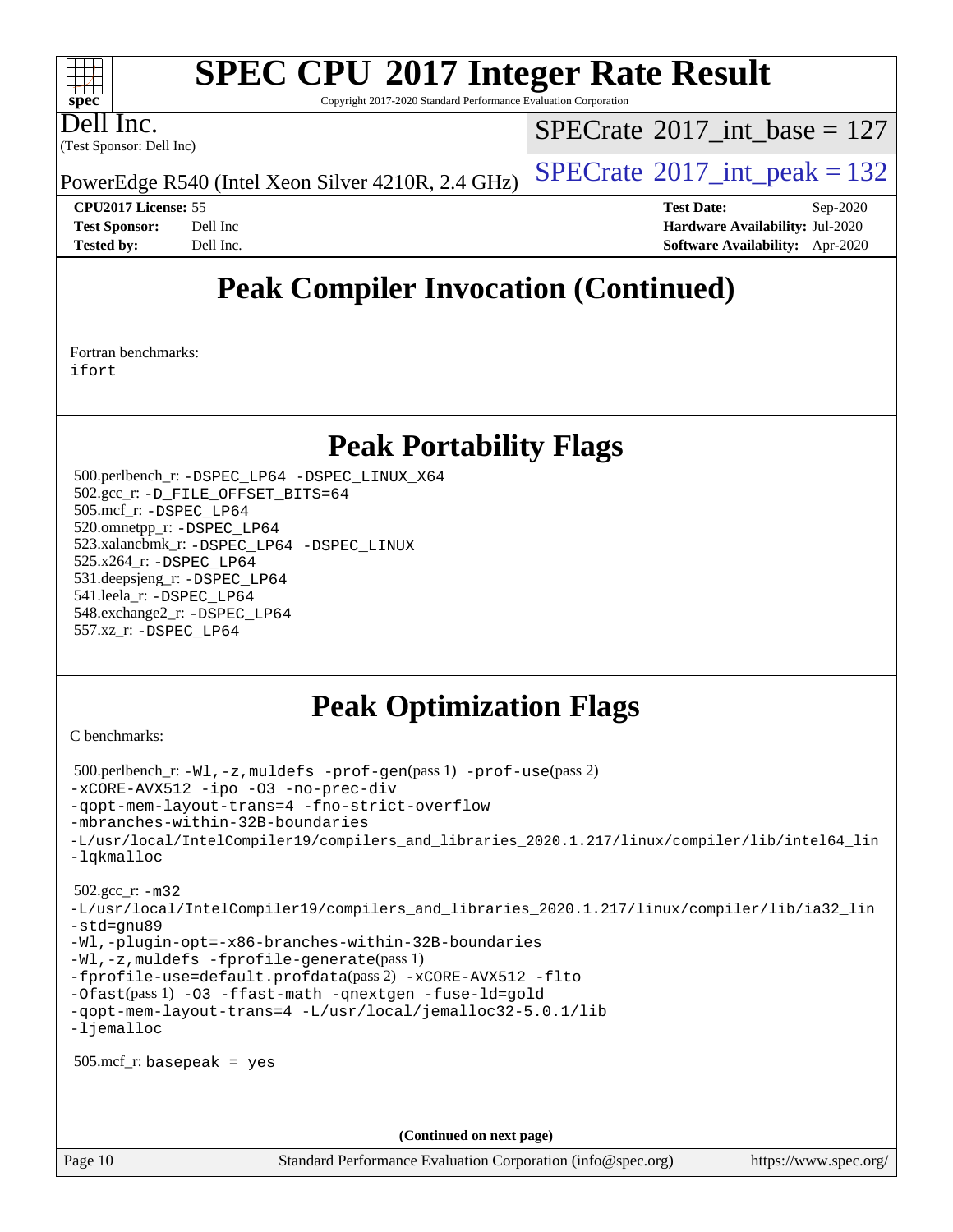## Peak Compiler Invocation (Continued)

Fortran benchmarks:
ifort

## Peak Portability Flags

500.perlbench_r: -DSPEC_LP64 -DSPEC_LINUX_X64
502.gcc_r: -D_FILE_OFFSET_BITS=64
505.mcf_r: -DSPEC_LP64
520.omnetpp_r: -DSPEC_LP64
523.xalancbmk_r: -DSPEC_LP64 -DSPEC_LINUX
525.x264_r: -DSPEC_LP64
531.deepsjeng_r: -DSPEC_LP64
541.leela_r: -DSPEC_LP64
548.exchange2_r: -DSPEC_LP64
557.xz_r: -DSPEC_LP64

## Peak Optimization Flags

C benchmarks:

500.perlbench_r: -Wl,-z,muldefs -prof-gen(pass 1) -prof-use(pass 2)
-xCORE-AVX512 -ipo -O3 -no-prec-div
-qopt-mem-layout-trans=4 -fno-strict-overflow
-mbranches-within-32B-boundaries
-L/usr/local/IntelCompiler19/compilers_and_libraries_2020.1.217/linux/compiler/lib/intel64_lin
-lqkmalloc

502.gcc_r: -m32
-L/usr/local/IntelCompiler19/compilers_and_libraries_2020.1.217/linux/compiler/lib/ia32_lin
-std=gnu89
-Wl,-plugin-opt=-x86-branches-within-32B-boundaries
-Wl,-z,muldefs -fprofile-generate(pass 1)
-fprofile-use=default.profdata(pass 2) -xCORE-AVX512 -flto
-Ofast(pass 1) -O3 -ffast-math -qnextgen -fuse-ld=gold
-qopt-mem-layout-trans=4 -L/usr/local/jemalloc32-5.0.1/lib
-ljemalloc

505.mcf_r: basepeak = yes

(Continued on next page)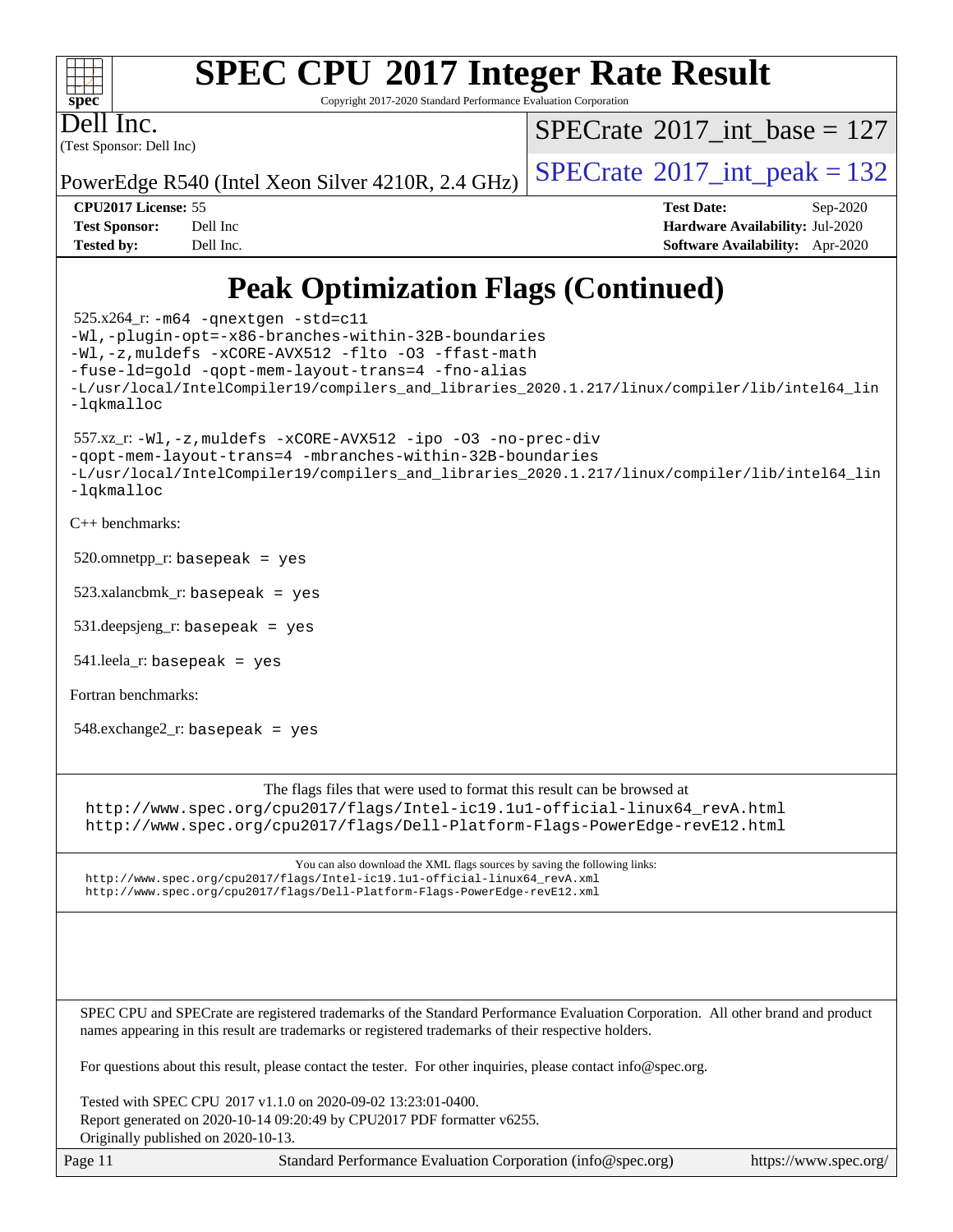# SPEC CPU 2017 Integer Rate Result

Copyright 2017-2020 Standard Performance Evaluation Corporation

Dell Inc.

(Test Sponsor: Dell Inc)

PowerEdge R540 (Intel Xeon Silver 4210R, 2.4 GHz)

SPECrate 2017_int_base = 127

SPECrate 2017_int_peak = 132

**CPU2017 License:** 55
**Test Sponsor:** Dell Inc
**Tested by:** Dell Inc.

**Test Date:** Sep-2020
**Hardware Availability:** Jul-2020
**Software Availability:** Apr-2020

## Peak Optimization Flags (Continued)

525.x264_r: -m64 -qnextgen -std=c11
-Wl,-plugin-opt=-x86-branches-within-32B-boundaries
-Wl,-z,muldefs -xCORE-AVX512 -flto -O3 -ffast-math
-fuse-ld=gold -qopt-mem-layout-trans=4 -fno-alias
-L/usr/local/IntelCompiler19/compilers_and_libraries_2020.1.217/linux/compiler/lib/intel64_lin
-lqkmalloc

557.xz_r: -Wl,-z,muldefs -xCORE-AVX512 -ipo -O3 -no-prec-div
-qopt-mem-layout-trans=4 -mbranches-within-32B-boundaries
-L/usr/local/IntelCompiler19/compilers_and_libraries_2020.1.217/linux/compiler/lib/intel64_lin
-lqkmalloc

C++ benchmarks:

520.omnetpp_r: basepeak = yes

523.xalancbmk_r: basepeak = yes

531.deepsjeng_r: basepeak = yes

541.leela_r: basepeak = yes

Fortran benchmarks:

548.exchange2_r: basepeak = yes

The flags files that were used to format this result can be browsed at
http://www.spec.org/cpu2017/flags/Intel-ic19.1u1-official-linux64_revA.html
http://www.spec.org/cpu2017/flags/Dell-Platform-Flags-PowerEdge-revE12.html

You can also download the XML flags sources by saving the following links:
http://www.spec.org/cpu2017/flags/Intel-ic19.1u1-official-linux64_revA.xml
http://www.spec.org/cpu2017/flags/Dell-Platform-Flags-PowerEdge-revE12.xml

SPEC CPU and SPECrate are registered trademarks of the Standard Performance Evaluation Corporation. All other brand and product names appearing in this result are trademarks or registered trademarks of their respective holders.

For questions about this result, please contact the tester. For other inquiries, please contact info@spec.org.

Tested with SPEC CPU 2017 v1.1.0 on 2020-09-02 13:23:01-0400.
Report generated on 2020-10-14 09:20:49 by CPU2017 PDF formatter v6255.
Originally published on 2020-10-13.